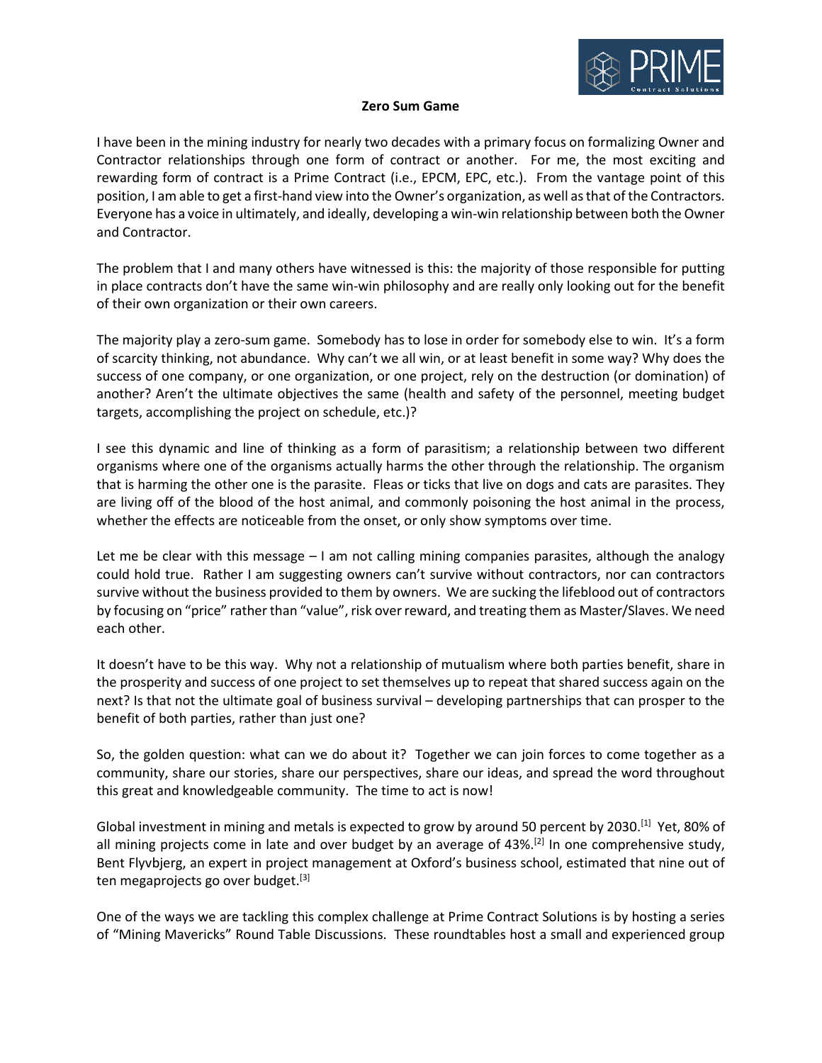# Zero Sum Game

I have been in the mining industry for nearly two decades with a primary focus on formalizing Owner and Contractor relationships through one form of contract or another. For me, the most exciting and rewarding form of contract is a Prime Contract (i.e., EPCM, EPC, etc.). From the vantage point of this position, I am able to get a first-hand view into the Owner's organization, as well as that of the Contractors. Everyone has a voice in ultimately, and ideally, developing a win-win relationship between both the Owner and Contractor.

The problem that I and many others have witnessed is this: the majority of those responsible for putting in place contracts don't have the same win-win philosophy and are really only looking out for the benefit of their own organization or their own careers.

The majority play a zero-sum game. Somebody has to lose in order for somebody else to win. It's a form of scarcity thinking, not abundance. Why can't we all win, or at least benefit in some way? Why does the success of one company, or one organization, or one project, rely on the destruction (or domination) of another? Aren't the ultimate objectives the same (health and safety of the personnel, meeting budget targets, accomplishing the project on schedule, etc.)?

I see this dynamic and line of thinking as a form of parasitism; a relationship between two different organisms where one of the organisms actually harms the other through the relationship. The organism that is harming the other one is the parasite. Fleas or ticks that live on dogs and cats are parasites. They are living off of the blood of the host animal, and commonly poisoning the host animal in the process, whether the effects are noticeable from the onset, or only show symptoms over time.

Let me be clear with this message – I am not calling mining companies parasites, although the analogy could hold true. Rather I am suggesting owners can't survive without contractors, nor can contractors survive without the business provided to them by owners. We are sucking the lifeblood out of contractors by focusing on "price" rather than "value", risk over reward, and treating them as Master/Slaves. We need each other.

It doesn't have to be this way. Why not a relationship of mutualism where both parties benefit, share in the prosperity and success of one project to set themselves up to repeat that shared success again on the next? Is that not the ultimate goal of business survival – developing partnerships that can prosper to the benefit of both parties, rather than just one?

So, the golden question: what can we do about it? Together we can join forces to come together as a community, share our stories, share our perspectives, share our ideas, and spread the word throughout this great and knowledgeable community. The time to act is now!

Global investment in mining and metals is expected to grow by around 50 percent by 2030.[1] Yet, 80% of all mining projects come in late and over budget by an average of 43%.[2] In one comprehensive study, Bent Flyvbjerg, an expert in project management at Oxford's business school, estimated that nine out of ten megaprojects go over budget.[3]

One of the ways we are tackling this complex challenge at Prime Contract Solutions is by hosting a series of "Mining Mavericks" Round Table Discussions. These roundtables host a small and experienced group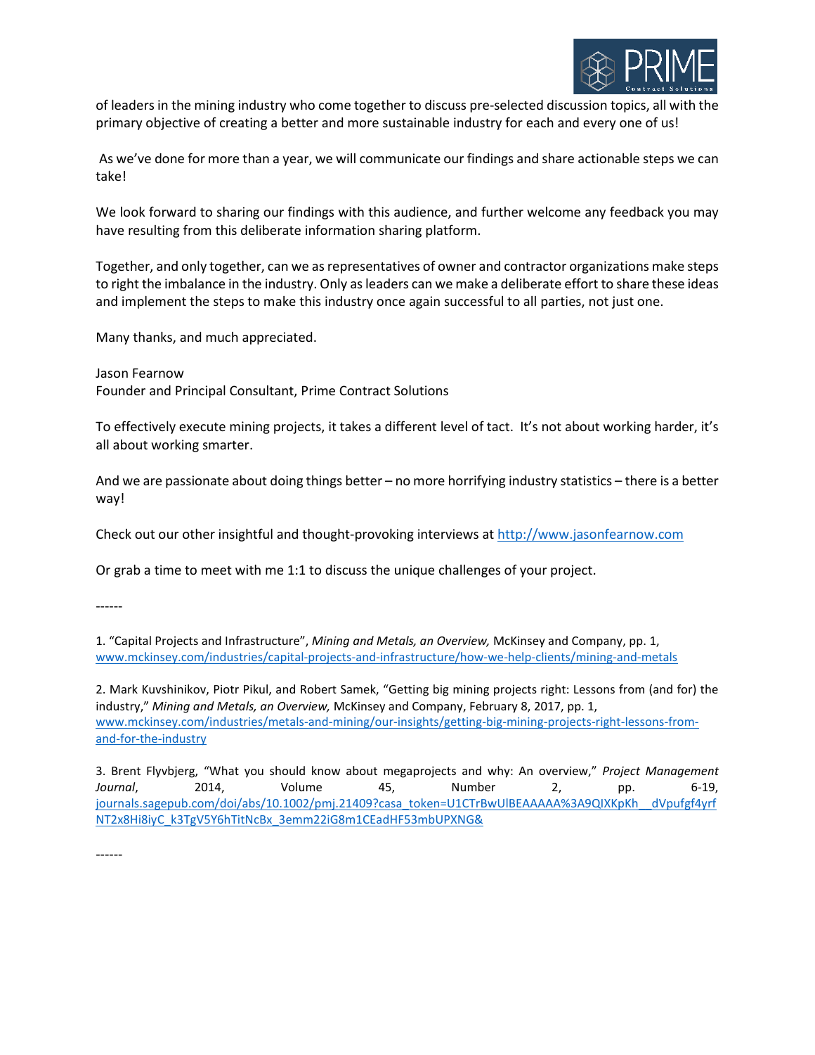of leaders in the mining industry who come together to discuss pre-selected discussion topics, all with the primary objective of creating a better and more sustainable industry for each and every one of us!

As we've done for more than a year, we will communicate our findings and share actionable steps we can take!

We look forward to sharing our findings with this audience, and further welcome any feedback you may have resulting from this deliberate information sharing platform.

Together, and only together, can we as representatives of owner and contractor organizations make steps to right the imbalance in the industry. Only as leaders can we make a deliberate effort to share these ideas and implement the steps to make this industry once again successful to all parties, not just one.

Many thanks, and much appreciated.

Jason Fearnow
Founder and Principal Consultant, Prime Contract Solutions

To effectively execute mining projects, it takes a different level of tact. It's not about working harder, it's all about working smarter.

And we are passionate about doing things better – no more horrifying industry statistics – there is a better way!

Check out our other insightful and thought-provoking interviews at [http://www.jasonfearnow.com](http://www.jasonfearnow.com)

Or grab a time to meet with me 1:1 to discuss the unique challenges of your project.

------

1. "Capital Projects and Infrastructure", *Mining and Metals, an Overview,* McKinsey and Company, pp. 1, www.mckinsey.com/industries/capital-projects-and-infrastructure/how-we-help-clients/mining-and-metals

2. Mark Kuvshinikov, Piotr Pikul, and Robert Samek, "Getting big mining projects right: Lessons from (and for) the industry," *Mining and Metals, an Overview,* McKinsey and Company, February 8, 2017, pp. 1, www.mckinsey.com/industries/metals-and-mining/our-insights/getting-big-mining-projects-right-lessons-from-and-for-the-industry

3. Brent Flyvbjerg, "What you should know about megaprojects and why: An overview," *Project Management Journal*, 2014, Volume 45, Number 2, pp. 6-19, journals.sagepub.com/doi/abs/10.1002/pmj.21409?casa_token=U1CTrBwUlBEAAAAA%3A9QIXKpKh__dVpufgf4yrfNT2x8Hi8iyC_k3TgV5Y6hTitNcBx_3emm22iG8m1CEadHF53mbUPXNG&

------